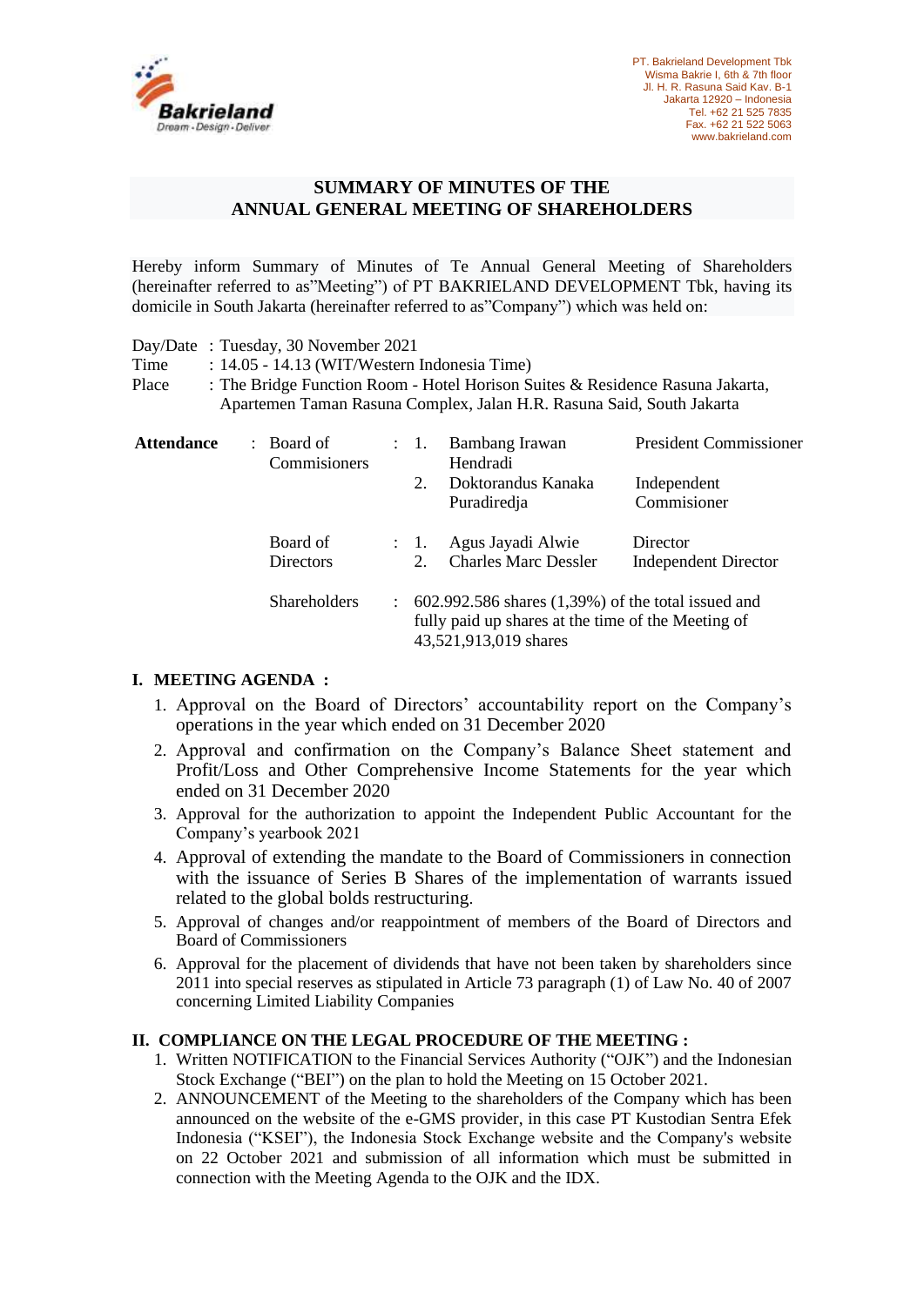PT. Bakrieland Development Tbk
Wisma Bakrie I, 6th & 7th floor
Jl. H. R. Rasuna Said Kav. B-1
Jakarta 12920 – Indonesia
Tel. +62 21 525 7835
Fax. +62 21 522 5063
www.bakrieland.com

## SUMMARY OF MINUTES OF THE ANNUAL GENERAL MEETING OF SHAREHOLDERS

Hereby inform Summary of Minutes of Te Annual General Meeting of Shareholders (hereinafter referred to as"Meeting") of PT BAKRIELAND DEVELOPMENT Tbk, having its domicile in South Jakarta (hereinafter referred to as"Company") which was held on:

Day/Date : Tuesday, 30 November 2021
Time : 14.05 - 14.13 (WIT/Western Indonesia Time)
Place : The Bridge Function Room - Hotel Horison Suites & Residence Rasuna Jakarta, Apartemen Taman Rasuna Complex, Jalan H.R. Rasuna Said, South Jakarta

**Attendance** :

| | | | |
|---|---|---|---|
| Board of Commisioners | 1. | Bambang Irawan Hendradi | President Commissioner |
| | 2. | Doktorandus Kanaka Puradiredja | Independent Commisioner |
| Board of Directors | 1. | Agus Jayadi Alwie | Director |
| | 2. | Charles Marc Dessler | Independent Director |
| Shareholders | | 602.992.586 shares (1,39%) of the total issued and fully paid up shares at the time of the Meeting of 43,521,913,019 shares | |

### I. MEETING AGENDA :

1. Approval on the Board of Directors' accountability report on the Company's operations in the year which ended on 31 December 2020
2. Approval and confirmation on the Company's Balance Sheet statement and Profit/Loss and Other Comprehensive Income Statements for the year which ended on 31 December 2020
3. Approval for the authorization to appoint the Independent Public Accountant for the Company's yearbook 2021
4. Approval of extending the mandate to the Board of Commissioners in connection with the issuance of Series B Shares of the implementation of warrants issued related to the global bolds restructuring.
5. Approval of changes and/or reappointment of members of the Board of Directors and Board of Commissioners
6. Approval for the placement of dividends that have not been taken by shareholders since 2011 into special reserves as stipulated in Article 73 paragraph (1) of Law No. 40 of 2007 concerning Limited Liability Companies

### II. COMPLIANCE ON THE LEGAL PROCEDURE OF THE MEETING :

1. Written NOTIFICATION to the Financial Services Authority ("OJK") and the Indonesian Stock Exchange ("BEI") on the plan to hold the Meeting on 15 October 2021.
2. ANNOUNCEMENT of the Meeting to the shareholders of the Company which has been announced on the website of the e-GMS provider, in this case PT Kustodian Sentra Efek Indonesia ("KSEI"), the Indonesia Stock Exchange website and the Company's website on 22 October 2021 and submission of all information which must be submitted in connection with the Meeting Agenda to the OJK and the IDX.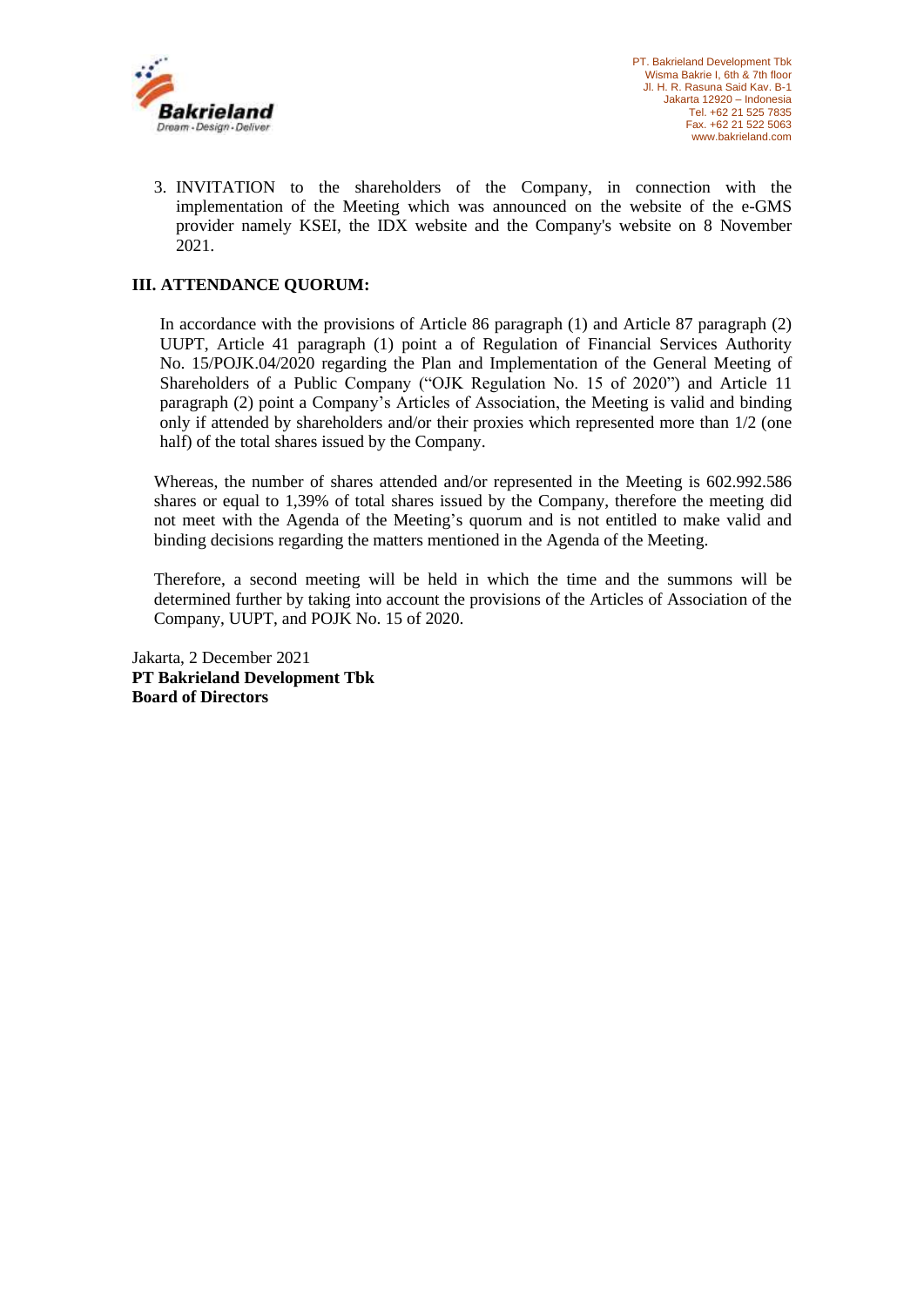3. INVITATION to the shareholders of the Company, in connection with the implementation of the Meeting which was announced on the website of the e-GMS provider namely KSEI, the IDX website and the Company's website on 8 November 2021.

## III. ATTENDANCE QUORUM:

In accordance with the provisions of Article 86 paragraph (1) and Article 87 paragraph (2) UUPT, Article 41 paragraph (1) point a of Regulation of Financial Services Authority No. 15/POJK.04/2020 regarding the Plan and Implementation of the General Meeting of Shareholders of a Public Company ("OJK Regulation No. 15 of 2020") and Article 11 paragraph (2) point a Company's Articles of Association, the Meeting is valid and binding only if attended by shareholders and/or their proxies which represented more than 1/2 (one half) of the total shares issued by the Company.

Whereas, the number of shares attended and/or represented in the Meeting is 602.992.586 shares or equal to 1,39% of total shares issued by the Company, therefore the meeting did not meet with the Agenda of the Meeting's quorum and is not entitled to make valid and binding decisions regarding the matters mentioned in the Agenda of the Meeting.

Therefore, a second meeting will be held in which the time and the summons will be determined further by taking into account the provisions of the Articles of Association of the Company, UUPT, and POJK No. 15 of 2020.

Jakarta, 2 December 2021
**PT Bakrieland Development Tbk**
**Board of Directors**